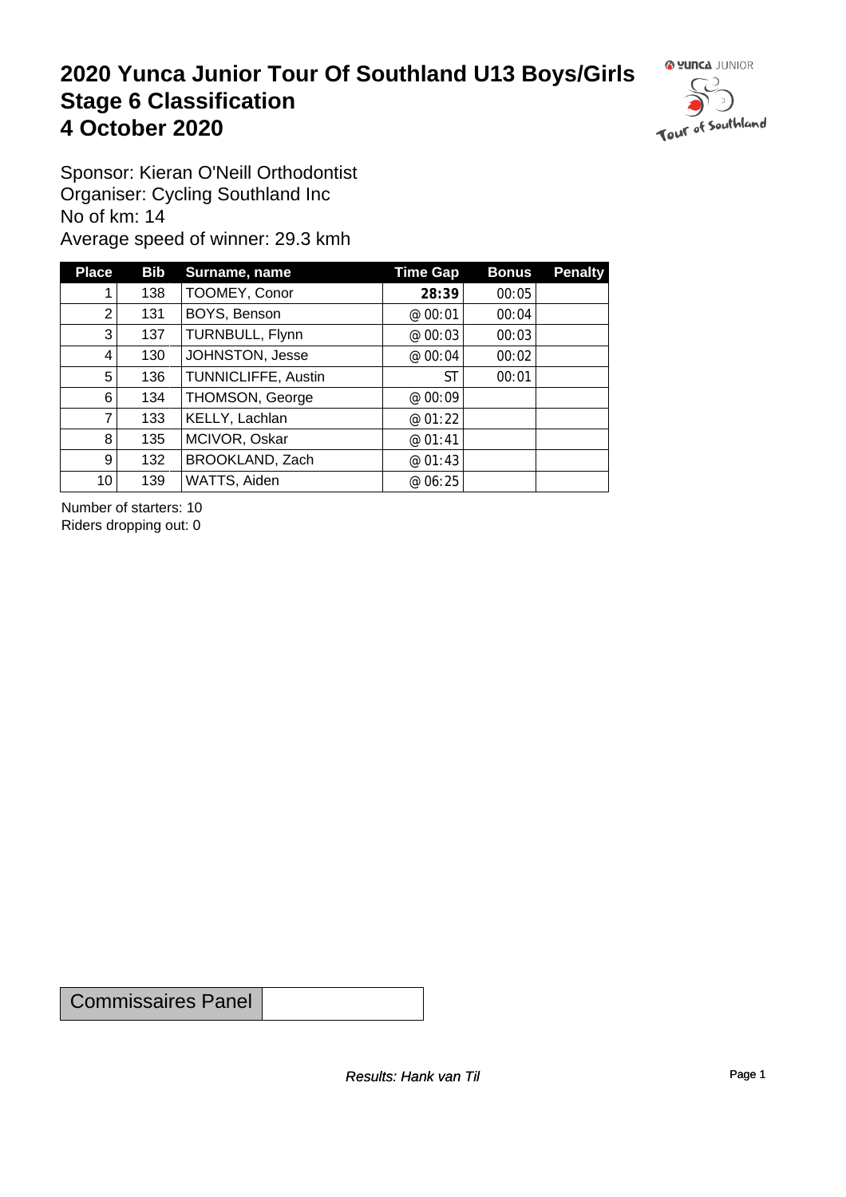# 2020 Yunca Junior Tour Of Southland U13 Boys/Girls
# Stage 6 Classification
# 4 October 2020

Sponsor: Kieran O'Neill Orthodontist
Organiser: Cycling Southland Inc
No of km: 14
Average speed of winner: 29.3 kmh

| Place | Bib | Surname, name | Time Gap | Bonus | Penalty |
|---|---|---|---|---|---|
| 1 | 138 | TOOMEY, Conor | **28:39** | 00:05 | |
| 2 | 131 | BOYS, Benson | @ 00:01 | 00:04 | |
| 3 | 137 | TURNBULL, Flynn | @ 00:03 | 00:03 | |
| 4 | 130 | JOHNSTON, Jesse | @ 00:04 | 00:02 | |
| 5 | 136 | TUNNICLIFFE, Austin | ST | 00:01 | |
| 6 | 134 | THOMSON, George | @ 00:09 | | |
| 7 | 133 | KELLY, Lachlan | @ 01:22 | | |
| 8 | 135 | MCIVOR, Oskar | @ 01:41 | | |
| 9 | 132 | BROOKLAND, Zach | @ 01:43 | | |
| 10 | 139 | WATTS, Aiden | @ 06:25 | | |

Number of starters: 10
Riders dropping out: 0

| Commissaires Panel | |
|---|---|

*Results: Hank van Til*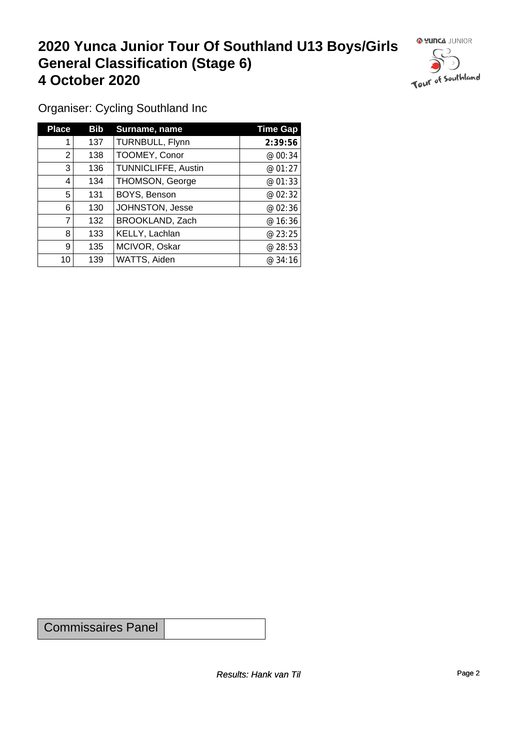# 2020 Yunca Junior Tour Of Southland U13 Boys/Girls General Classification (Stage 6) 4 October 2020

Organiser: Cycling Southland Inc

| Place | Bib | Surname, name | Time Gap |
|---|---|---|---|
| 1 | 137 | TURNBULL, Flynn | **2:39:56** |
| 2 | 138 | TOOMEY, Conor | @ 00:34 |
| 3 | 136 | TUNNICLIFFE, Austin | @ 01:27 |
| 4 | 134 | THOMSON, George | @ 01:33 |
| 5 | 131 | BOYS, Benson | @ 02:32 |
| 6 | 130 | JOHNSTON, Jesse | @ 02:36 |
| 7 | 132 | BROOKLAND, Zach | @ 16:36 |
| 8 | 133 | KELLY, Lachlan | @ 23:25 |
| 9 | 135 | MCIVOR, Oskar | @ 28:53 |
| 10 | 139 | WATTS, Aiden | @ 34:16 |

| Commissaires Panel | |
|---|---|

*Results: Hank van Til*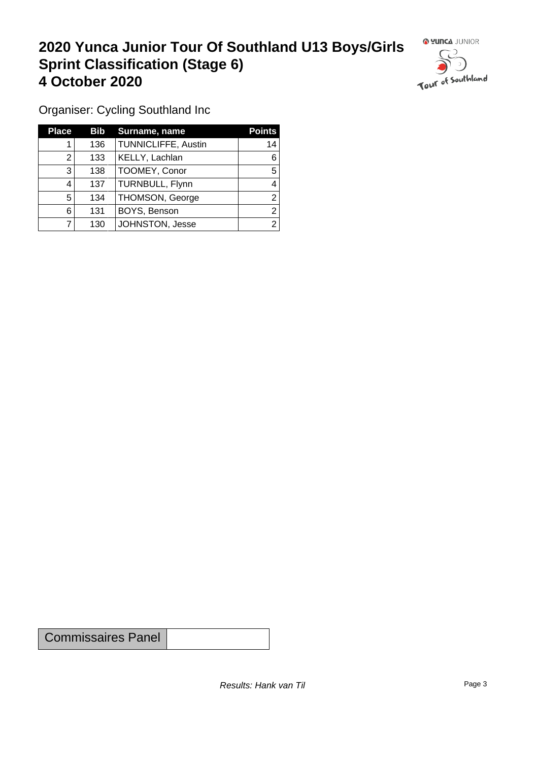# 2020 Yunca Junior Tour Of Southland U13 Boys/Girls Sprint Classification (Stage 6) 4 October 2020

Organiser: Cycling Southland Inc

| Place | Bib | Surname, name | Points |
|---|---|---|---|
| 1 | 136 | TUNNICLIFFE, Austin | 14 |
| 2 | 133 | KELLY, Lachlan | 6 |
| 3 | 138 | TOOMEY, Conor | 5 |
| 4 | 137 | TURNBULL, Flynn | 4 |
| 5 | 134 | THOMSON, George | 2 |
| 6 | 131 | BOYS, Benson | 2 |
| 7 | 130 | JOHNSTON, Jesse | 2 |

| Commissaires Panel | |
|---|---|

*Results: Hank van Til*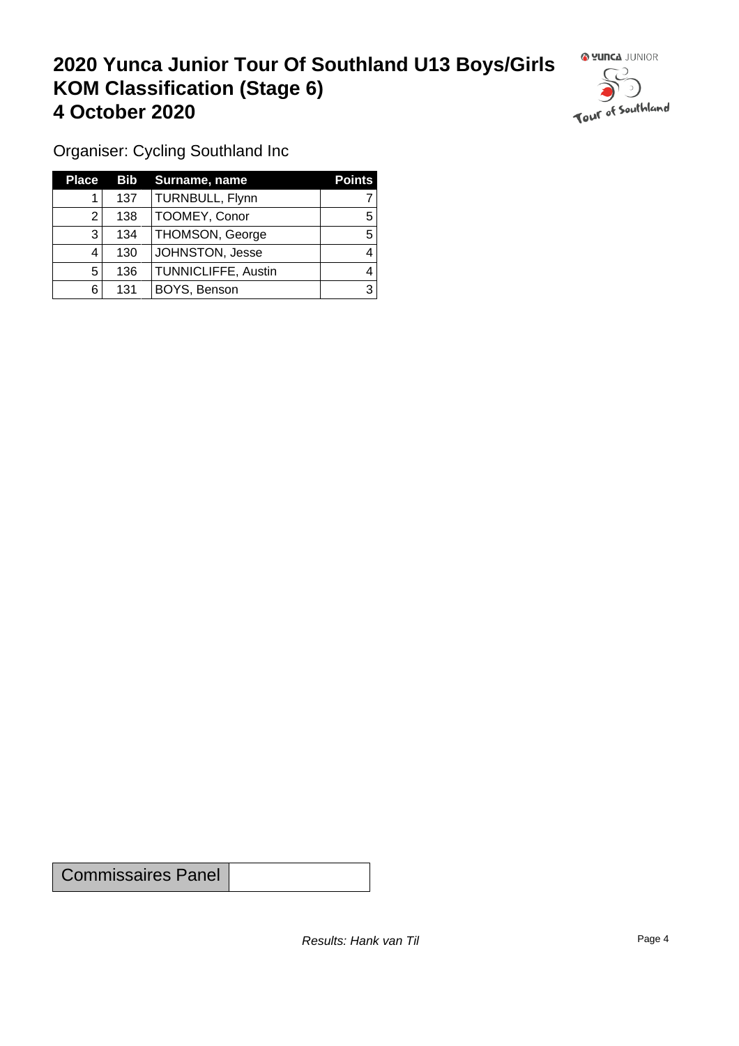# 2020 Yunca Junior Tour Of Southland U13 Boys/Girls KOM Classification (Stage 6) 4 October 2020

Organiser: Cycling Southland Inc

| Place | Bib | Surname, name | Points |
|---|---|---|---|
| 1 | 137 | TURNBULL, Flynn | 7 |
| 2 | 138 | TOOMEY, Conor | 5 |
| 3 | 134 | THOMSON, George | 5 |
| 4 | 130 | JOHNSTON, Jesse | 4 |
| 5 | 136 | TUNNICLIFFE, Austin | 4 |
| 6 | 131 | BOYS, Benson | 3 |

| Commissaires Panel | |
|---|---|

*Results: Hank van Til*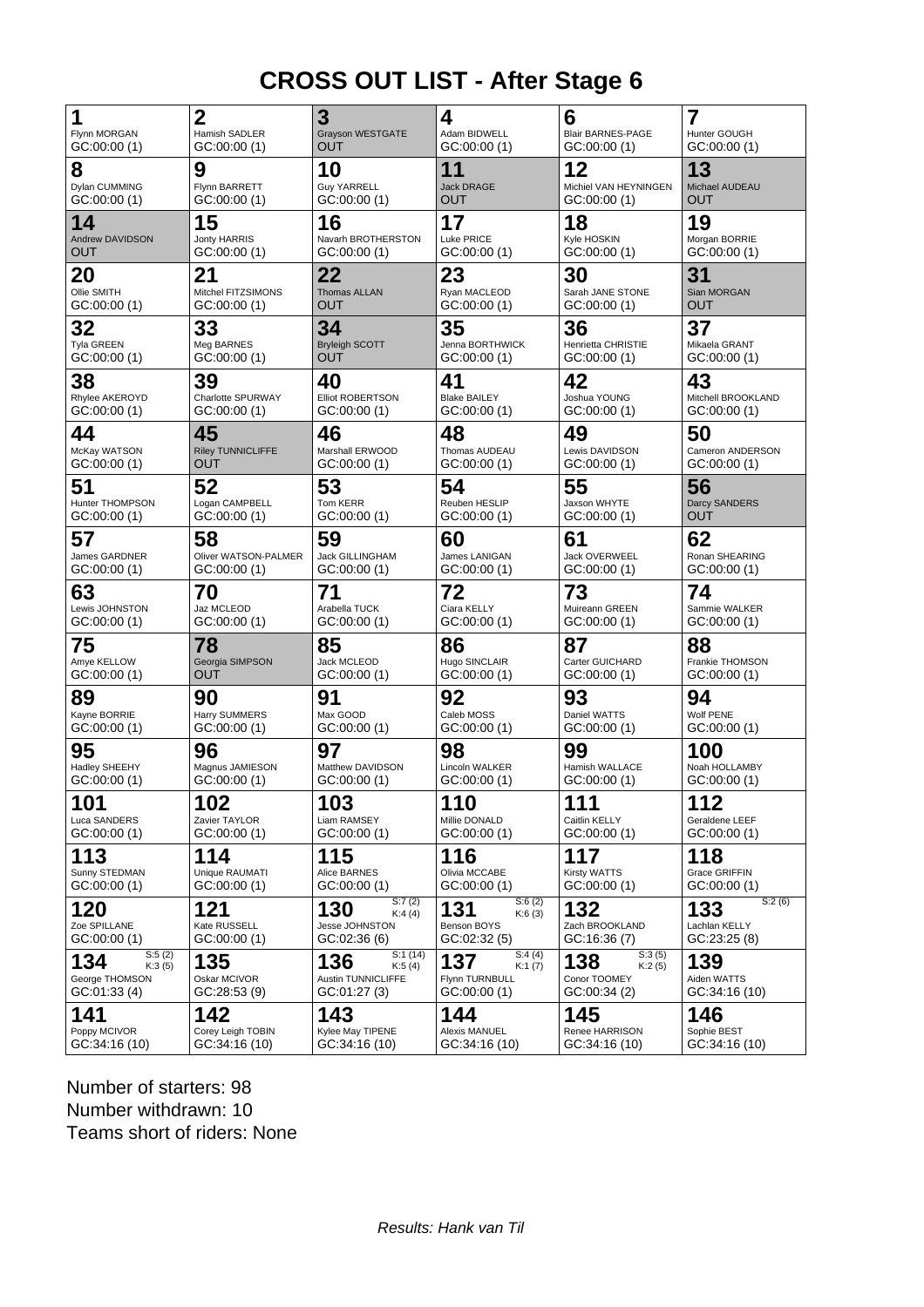# CROSS OUT LIST - After Stage 6

| | | | | | |
|---|---|---|---|---|---|
| **1** Flynn MORGAN GC:00:00 (1) | **2** Hamish SADLER GC:00:00 (1) | **3** Grayson WESTGATE OUT | **4** Adam BIDWELL GC:00:00 (1) | **6** Blair BARNES-PAGE GC:00:00 (1) | **7** Hunter GOUGH GC:00:00 (1) |
| **8** Dylan CUMMING GC:00:00 (1) | **9** Flynn BARRETT GC:00:00 (1) | **10** Guy YARRELL GC:00:00 (1) | **11** Jack DRAGE OUT | **12** Michiel VAN HEYNINGEN GC:00:00 (1) | **13** Michael AUDEAU OUT |
| **14** Andrew DAVIDSON OUT | **15** Jonty HARRIS GC:00:00 (1) | **16** Navarh BROTHERSTON GC:00:00 (1) | **17** Luke PRICE GC:00:00 (1) | **18** Kyle HOSKIN GC:00:00 (1) | **19** Morgan BORRIE GC:00:00 (1) |
| **20** Ollie SMITH GC:00:00 (1) | **21** Mitchel FITZSIMONS GC:00:00 (1) | **22** Thomas ALLAN OUT | **23** Ryan MACLEOD GC:00:00 (1) | **30** Sarah JANE STONE GC:00:00 (1) | **31** Sian MORGAN OUT |
| **32** Tyla GREEN GC:00:00 (1) | **33** Meg BARNES GC:00:00 (1) | **34** Bryleigh SCOTT OUT | **35** Jenna BORTHWICK GC:00:00 (1) | **36** Henrietta CHRISTIE GC:00:00 (1) | **37** Mikaela GRANT GC:00:00 (1) |
| **38** Rhylee AKEROYD GC:00:00 (1) | **39** Charlotte SPURWAY GC:00:00 (1) | **40** Elliot ROBERTSON GC:00:00 (1) | **41** Blake BAILEY GC:00:00 (1) | **42** Joshua YOUNG GC:00:00 (1) | **43** Mitchell BROOKLAND GC:00:00 (1) |
| **44** McKay WATSON GC:00:00 (1) | **45** Riley TUNNICLIFFE OUT | **46** Marshall ERWOOD GC:00:00 (1) | **48** Thomas AUDEAU GC:00:00 (1) | **49** Lewis DAVIDSON GC:00:00 (1) | **50** Cameron ANDERSON GC:00:00 (1) |
| **51** Hunter THOMPSON GC:00:00 (1) | **52** Logan CAMPBELL GC:00:00 (1) | **53** Tom KERR GC:00:00 (1) | **54** Reuben HESLIP GC:00:00 (1) | **55** Jaxson WHYTE GC:00:00 (1) | **56** Darcy SANDERS OUT |
| **57** James GARDNER GC:00:00 (1) | **58** Oliver WATSON-PALMER GC:00:00 (1) | **59** Jack GILLINGHAM GC:00:00 (1) | **60** James LANIGAN GC:00:00 (1) | **61** Jack OVERWEEL GC:00:00 (1) | **62** Ronan SHEARING GC:00:00 (1) |
| **63** Lewis JOHNSTON GC:00:00 (1) | **70** Jaz MCLEOD GC:00:00 (1) | **71** Arabella TUCK GC:00:00 (1) | **72** Ciara KELLY GC:00:00 (1) | **73** Muireann GREEN GC:00:00 (1) | **74** Sammie WALKER GC:00:00 (1) |
| **75** Amye KELLOW GC:00:00 (1) | **78** Georgia SIMPSON OUT | **85** Jack MCLEOD GC:00:00 (1) | **86** Hugo SINCLAIR GC:00:00 (1) | **87** Carter GUICHARD GC:00:00 (1) | **88** Frankie THOMSON GC:00:00 (1) |
| **89** Kayne BORRIE GC:00:00 (1) | **90** Harry SUMMERS GC:00:00 (1) | **91** Max GOOD GC:00:00 (1) | **92** Caleb MOSS GC:00:00 (1) | **93** Daniel WATTS GC:00:00 (1) | **94** Wolf PENE GC:00:00 (1) |
| **95** Hadley SHEEHY GC:00:00 (1) | **96** Magnus JAMIESON GC:00:00 (1) | **97** Matthew DAVIDSON GC:00:00 (1) | **98** Lincoln WALKER GC:00:00 (1) | **99** Hamish WALLACE GC:00:00 (1) | **100** Noah HOLLAMBY GC:00:00 (1) |
| **101** Luca SANDERS GC:00:00 (1) | **102** Zavier TAYLOR GC:00:00 (1) | **103** Liam RAMSEY GC:00:00 (1) | **110** Millie DONALD GC:00:00 (1) | **111** Caitlin KELLY GC:00:00 (1) | **112** Geraldene LEEF GC:00:00 (1) |
| **113** Sunny STEDMAN GC:00:00 (1) | **114** Unique RAUMATI GC:00:00 (1) | **115** Alice BARNES GC:00:00 (1) | **116** Olivia MCCABE GC:00:00 (1) | **117** Kirsty WATTS GC:00:00 (1) | **118** Grace GRIFFIN GC:00:00 (1) |
| **120** Zoe SPILLANE GC:00:00 (1) | **121** Kate RUSSELL GC:00:00 (1) | **130** S:7 (2) K:4 (4) Jesse JOHNSTON GC:02:36 (6) | **131** S:6 (2) K:6 (3) Benson BOYS GC:02:32 (5) | **132** Zach BROOKLAND GC:16:36 (7) | **133** S:2 (6) Lachlan KELLY GC:23:25 (8) |
| **134** S:5 (2) K:3 (5) George THOMSON GC:01:33 (4) | **135** Oskar MCIVOR GC:28:53 (9) | **136** S:1 (14) K:5 (4) Austin TUNNICLIFFE GC:01:27 (3) | **137** S:4 (4) K:1 (7) Flynn TURNBULL GC:00:00 (1) | **138** S:3 (5) K:2 (5) Conor TOOMEY GC:00:34 (2) | **139** Aiden WATTS GC:34:16 (10) |
| **141** Poppy MCIVOR GC:34:16 (10) | **142** Corey Leigh TOBIN GC:34:16 (10) | **143** Kylee May TIPENE GC:34:16 (10) | **144** Alexis MANUEL GC:34:16 (10) | **145** Renee HARRISON GC:34:16 (10) | **146** Sophie BEST GC:34:16 (10) |

Number of starters: 98
Number withdrawn: 10
Teams short of riders: None

*Results: Hank van Til*